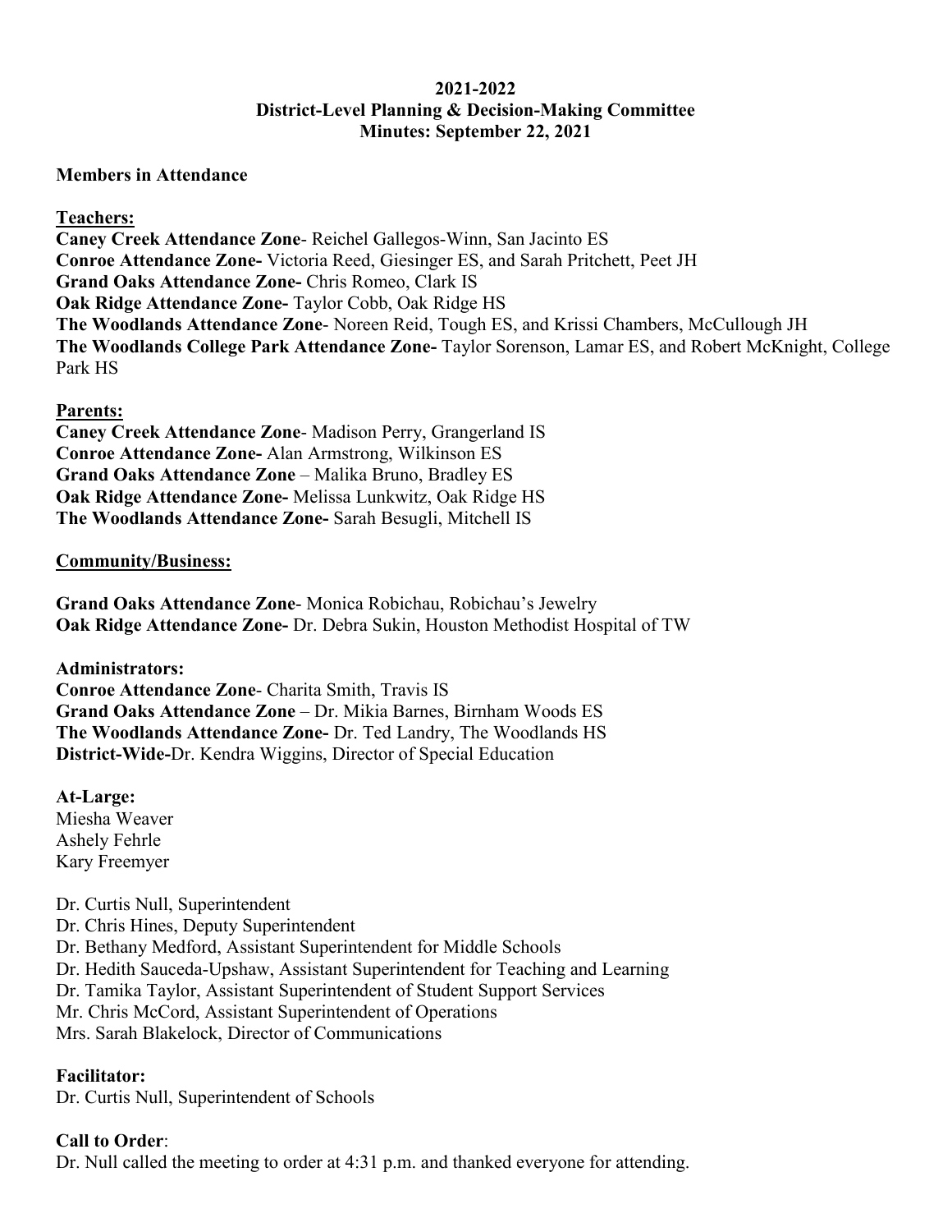**2021-2022**
**District-Level Planning & Decision-Making Committee**
**Minutes: September 22, 2021**

**Members in Attendance**

**Teachers:**

**Caney Creek Attendance Zone**- Reichel Gallegos-Winn, San Jacinto ES
**Conroe Attendance Zone-** Victoria Reed, Giesinger ES, and Sarah Pritchett, Peet JH
**Grand Oaks Attendance Zone-** Chris Romeo, Clark IS
**Oak Ridge Attendance Zone-** Taylor Cobb, Oak Ridge HS
**The Woodlands Attendance Zone**- Noreen Reid, Tough ES, and Krissi Chambers, McCullough JH
**The Woodlands College Park Attendance Zone-** Taylor Sorenson, Lamar ES, and Robert McKnight, College Park HS

**Parents:**

**Caney Creek Attendance Zone**- Madison Perry, Grangerland IS
**Conroe Attendance Zone-** Alan Armstrong, Wilkinson ES
**Grand Oaks Attendance Zone** – Malika Bruno, Bradley ES
**Oak Ridge Attendance Zone-** Melissa Lunkwitz, Oak Ridge HS
**The Woodlands Attendance Zone-** Sarah Besugli, Mitchell IS

**Community/Business:**

**Grand Oaks Attendance Zone**- Monica Robichau, Robichau's Jewelry
**Oak Ridge Attendance Zone-** Dr. Debra Sukin, Houston Methodist Hospital of TW

**Administrators:**

**Conroe Attendance Zone**- Charita Smith, Travis IS
**Grand Oaks Attendance Zone** – Dr. Mikia Barnes, Birnham Woods ES
**The Woodlands Attendance Zone-** Dr. Ted Landry, The Woodlands HS
**District-Wide-**Dr. Kendra Wiggins, Director of Special Education

**At-Large:**

Miesha Weaver
Ashely Fehrle
Kary Freemyer

Dr. Curtis Null, Superintendent
Dr. Chris Hines, Deputy Superintendent
Dr. Bethany Medford, Assistant Superintendent for Middle Schools
Dr. Hedith Sauceda-Upshaw, Assistant Superintendent for Teaching and Learning
Dr. Tamika Taylor, Assistant Superintendent of Student Support Services
Mr. Chris McCord, Assistant Superintendent of Operations
Mrs. Sarah Blakelock, Director of Communications

**Facilitator:**

Dr. Curtis Null, Superintendent of Schools

**Call to Order**:

Dr. Null called the meeting to order at 4:31 p.m. and thanked everyone for attending.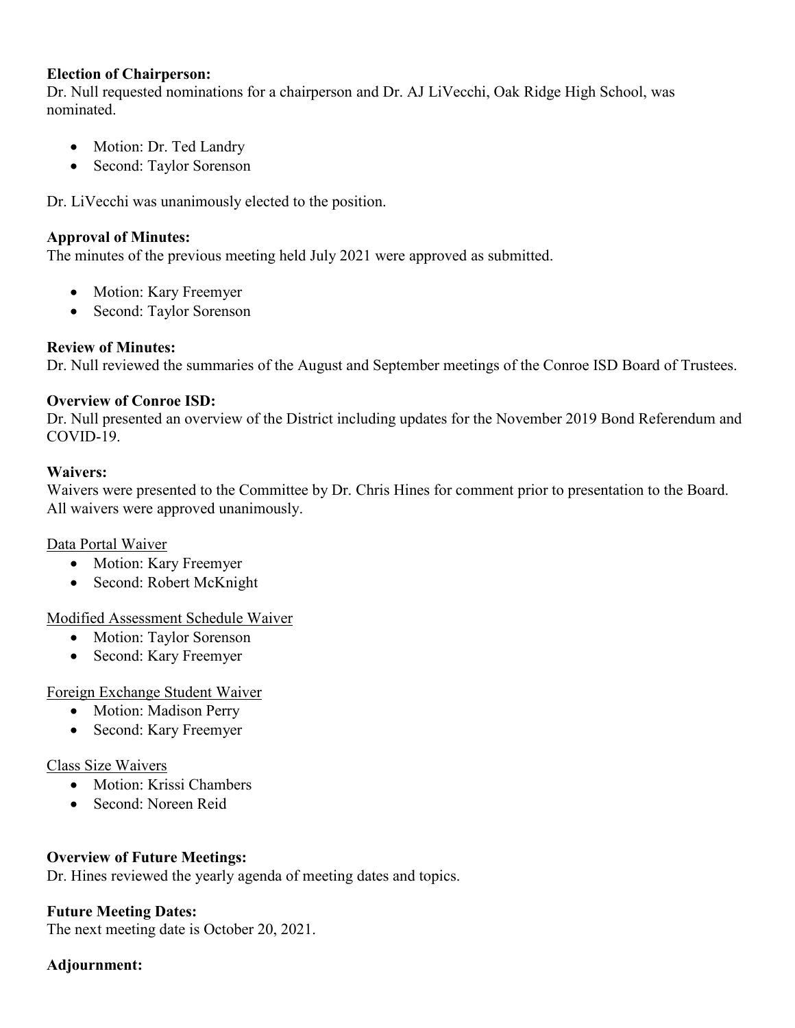**Election of Chairperson:**
Dr. Null requested nominations for a chairperson and Dr. AJ LiVecchi, Oak Ridge High School, was nominated.

- Motion: Dr. Ted Landry
- Second: Taylor Sorenson

Dr. LiVecchi was unanimously elected to the position.

**Approval of Minutes:**
The minutes of the previous meeting held July 2021 were approved as submitted.

- Motion: Kary Freemyer
- Second: Taylor Sorenson

**Review of Minutes:**
Dr. Null reviewed the summaries of the August and September meetings of the Conroe ISD Board of Trustees.

**Overview of Conroe ISD:**
Dr. Null presented an overview of the District including updates for the November 2019 Bond Referendum and COVID-19.

**Waivers:**
Waivers were presented to the Committee by Dr. Chris Hines for comment prior to presentation to the Board. All waivers were approved unanimously.

<u>Data Portal Waiver</u>
- Motion: Kary Freemyer
- Second: Robert McKnight

<u>Modified Assessment Schedule Waiver</u>
- Motion: Taylor Sorenson
- Second: Kary Freemyer

<u>Foreign Exchange Student Waiver</u>
- Motion: Madison Perry
- Second: Kary Freemyer

<u>Class Size Waivers</u>
- Motion: Krissi Chambers
- Second: Noreen Reid

**Overview of Future Meetings:**
Dr. Hines reviewed the yearly agenda of meeting dates and topics.

**Future Meeting Dates:**
The next meeting date is October 20, 2021.

**Adjournment:**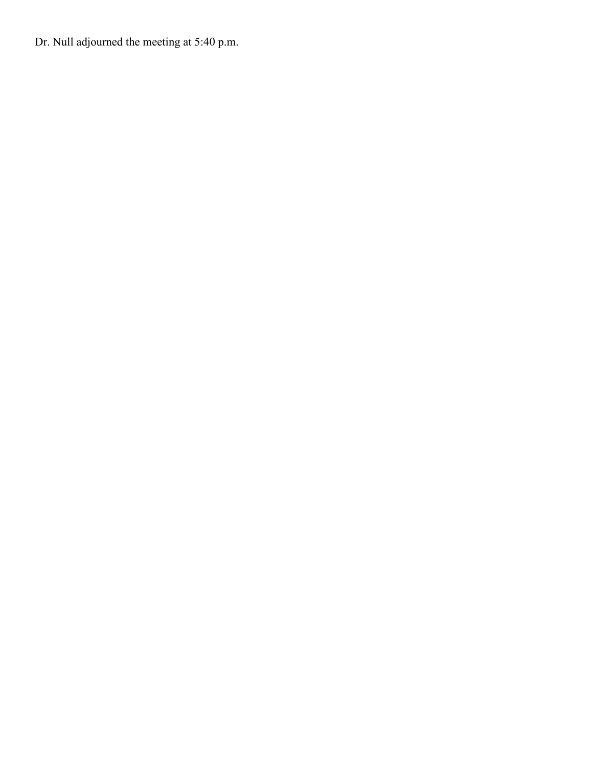Dr. Null adjourned the meeting at 5:40 p.m.